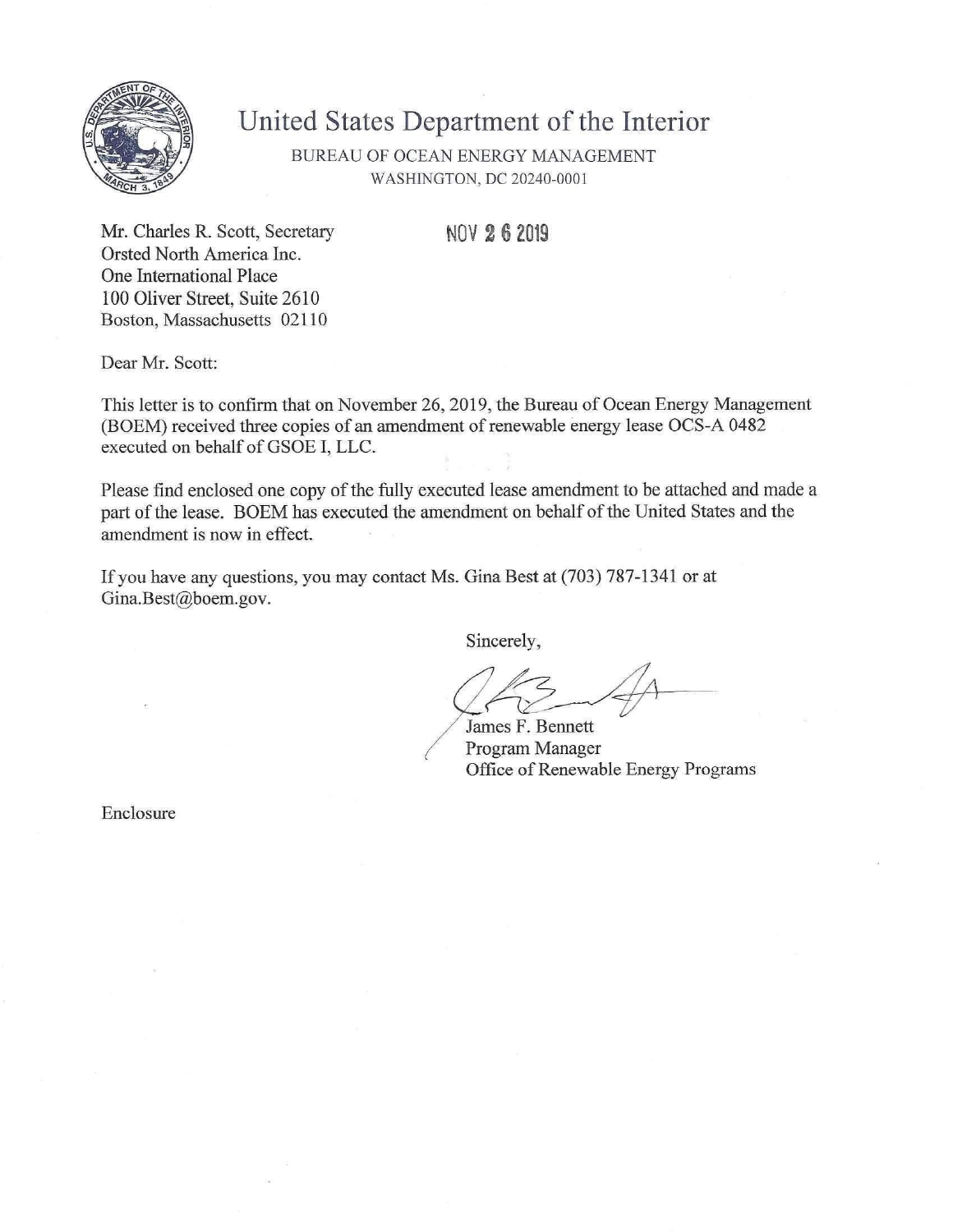# United States Department of the Interior

BUREAU OF OCEAN ENERGY MANAGEMENT
WASHINGTON, DC 20240-0001

Mr. Charles R. Scott, Secretary
Orsted North America Inc.
One International Place
100 Oliver Street, Suite 2610
Boston, Massachusetts 02110

NOV 26 2019

Dear Mr. Scott:

This letter is to confirm that on November 26, 2019, the Bureau of Ocean Energy Management (BOEM) received three copies of an amendment of renewable energy lease OCS-A 0482 executed on behalf of GSOE I, LLC.

Please find enclosed one copy of the fully executed lease amendment to be attached and made a part of the lease. BOEM has executed the amendment on behalf of the United States and the amendment is now in effect.

If you have any questions, you may contact Ms. Gina Best at (703) 787-1341 or at Gina.Best@boem.gov.

Sincerely,

James F. Bennett
Program Manager
Office of Renewable Energy Programs

Enclosure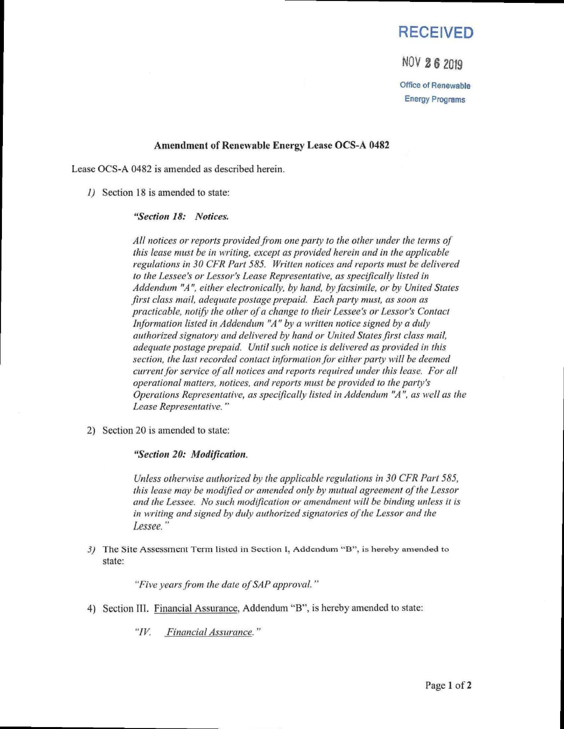**RECEIVED**

NOV 26 2019

Office of Renewable Energy Programs

**Amendment of Renewable Energy Lease OCS-A 0482**

Lease OCS-A 0482 is amended as described herein.

1) Section 18 is amended to state:

> ***"Section 18: Notices.***
>
> *All notices or reports provided from one party to the other under the terms of this lease must be in writing, except as provided herein and in the applicable regulations in 30 CFR Part 585. Written notices and reports must be delivered to the Lessee's or Lessor's Lease Representative, as specifically listed in Addendum "A", either electronically, by hand, by facsimile, or by United States first class mail, adequate postage prepaid. Each party must, as soon as practicable, notify the other of a change to their Lessee's or Lessor's Contact Information listed in Addendum "A" by a written notice signed by a duly authorized signatory and delivered by hand or United States first class mail, adequate postage prepaid. Until such notice is delivered as provided in this section, the last recorded contact information for either party will be deemed current for service of all notices and reports required under this lease. For all operational matters, notices, and reports must be provided to the party's Operations Representative, as specifically listed in Addendum "A", as well as the Lease Representative."*

2) Section 20 is amended to state:

> ***"Section 20: Modification.***
>
> *Unless otherwise authorized by the applicable regulations in 30 CFR Part 585, this lease may be modified or amended only by mutual agreement of the Lessor and the Lessee. No such modification or amendment will be binding unless it is in writing and signed by duly authorized signatories of the Lessor and the Lessee."*

3) The Site Assessment Term listed in Section I, Addendum "B", is hereby amended to state:

> *"Five years from the date of SAP approval."*

4) Section III. Financial Assurance, Addendum "B", is hereby amended to state:

> *"IV. Financial Assurance."*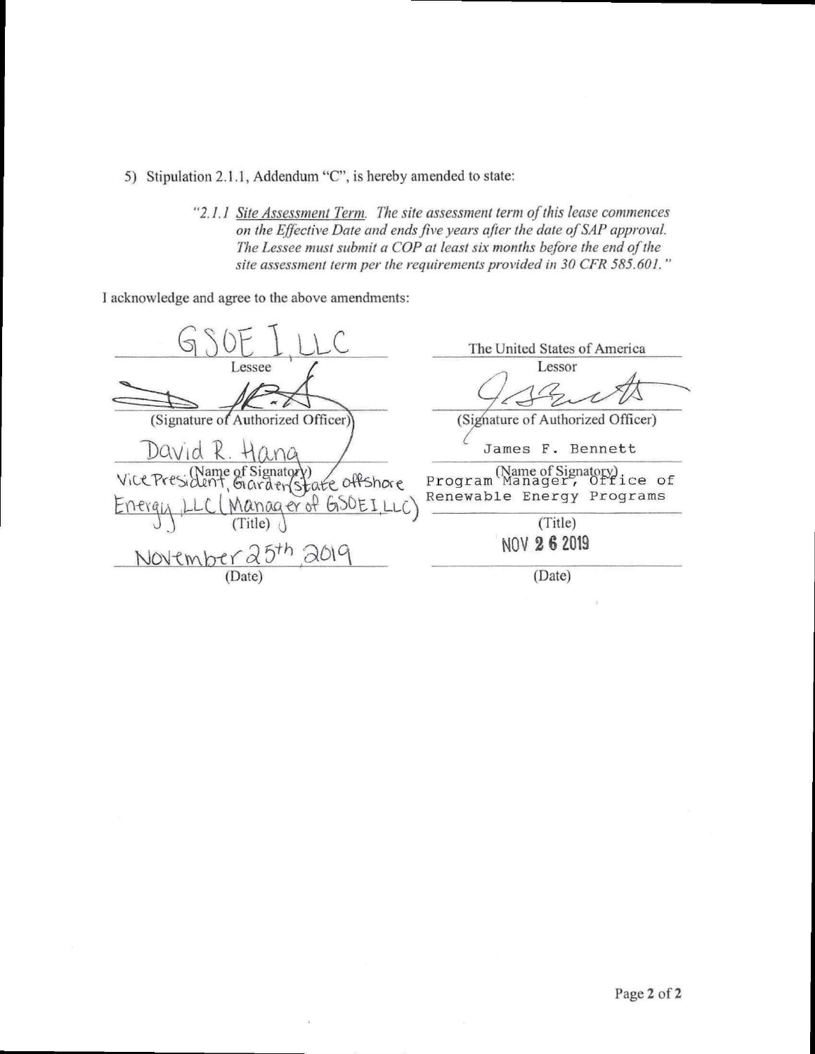5) Stipulation 2.1.1, Addendum "C", is hereby amended to state:

> *"2.1.1 Site Assessment Term. The site assessment term of this lease commences on the Effective Date and ends five years after the date of SAP approval. The Lessee must submit a COP at least six months before the end of the site assessment term per the requirements provided in 30 CFR 585.601."*

I acknowledge and agree to the above amendments:

| | |
|---|---|
| GSOE I, LLC | The United States of America |
| Lessee | Lessor |
| [signature] | [signature] |
| (Signature of Authorized Officer) | (Signature of Authorized Officer) |
| David R. Hang | James F. Bennett |
| (Name of Signatory) | (Name of Signatory) |
| Vice President, Garden State Offshore Energy, LLC (Manager of GSOE I, LLC) | Program Manager, Office of Renewable Energy Programs |
| (Title) | (Title) |
| November 25th 2019 | NOV 26 2019 |
| (Date) | (Date) |